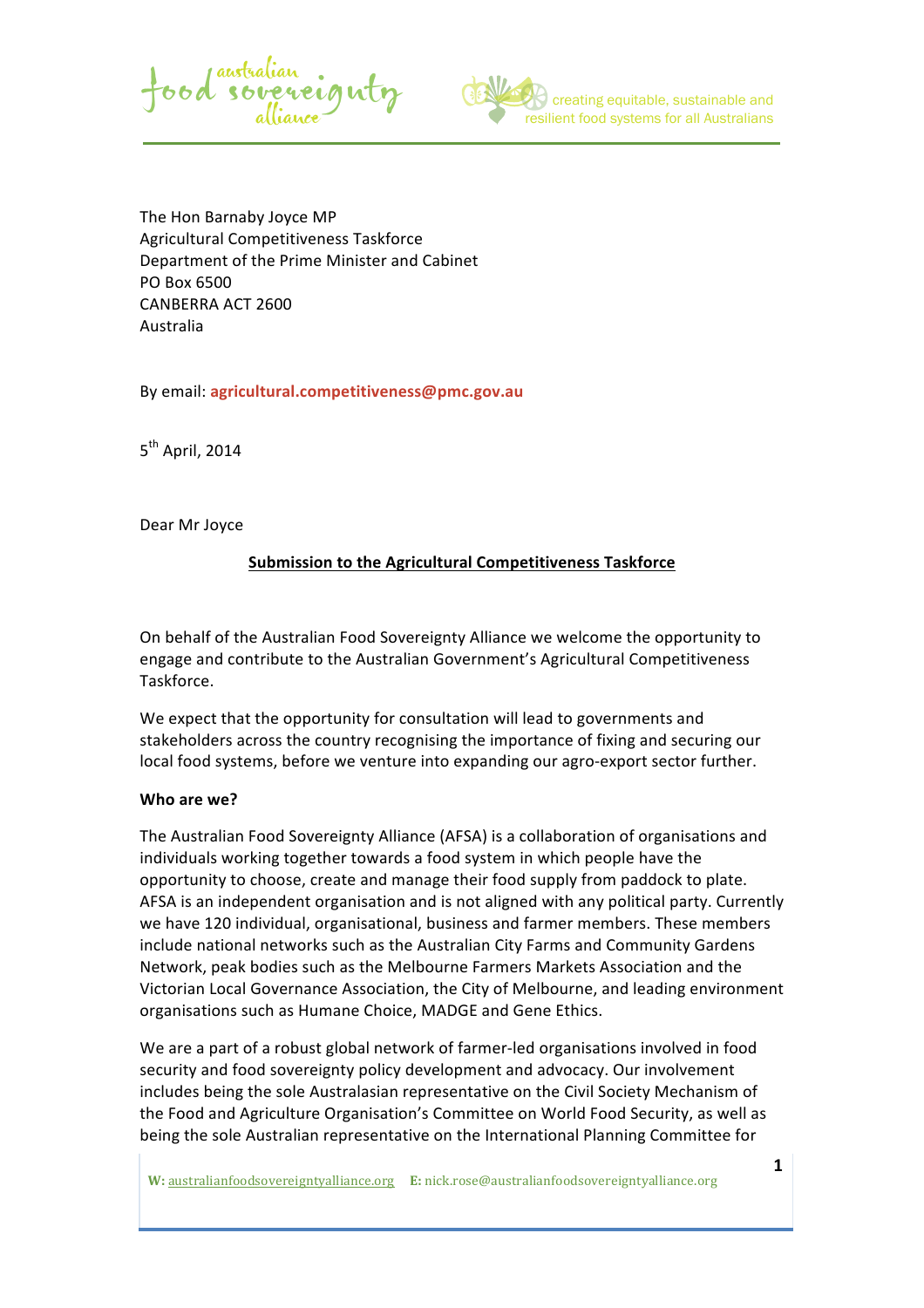The Hon Barnaby Joyce MP
Agricultural Competitiveness Taskforce
Department of the Prime Minister and Cabinet
PO Box 6500
CANBERRA ACT 2600
Australia

By email: **agricultural.competitiveness@pmc.gov.au**

5th April, 2014

Dear Mr Joyce

**Submission to the Agricultural Competitiveness Taskforce**

On behalf of the Australian Food Sovereignty Alliance we welcome the opportunity to engage and contribute to the Australian Government's Agricultural Competitiveness Taskforce.

We expect that the opportunity for consultation will lead to governments and stakeholders across the country recognising the importance of fixing and securing our local food systems, before we venture into expanding our agro-export sector further.

**Who are we?**

The Australian Food Sovereignty Alliance (AFSA) is a collaboration of organisations and individuals working together towards a food system in which people have the opportunity to choose, create and manage their food supply from paddock to plate. AFSA is an independent organisation and is not aligned with any political party. Currently we have 120 individual, organisational, business and farmer members. These members include national networks such as the Australian City Farms and Community Gardens Network, peak bodies such as the Melbourne Farmers Markets Association and the Victorian Local Governance Association, the City of Melbourne, and leading environment organisations such as Humane Choice, MADGE and Gene Ethics.

We are a part of a robust global network of farmer-led organisations involved in food security and food sovereignty policy development and advocacy. Our involvement includes being the sole Australasian representative on the Civil Society Mechanism of the Food and Agriculture Organisation's Committee on World Food Security, as well as being the sole Australian representative on the International Planning Committee for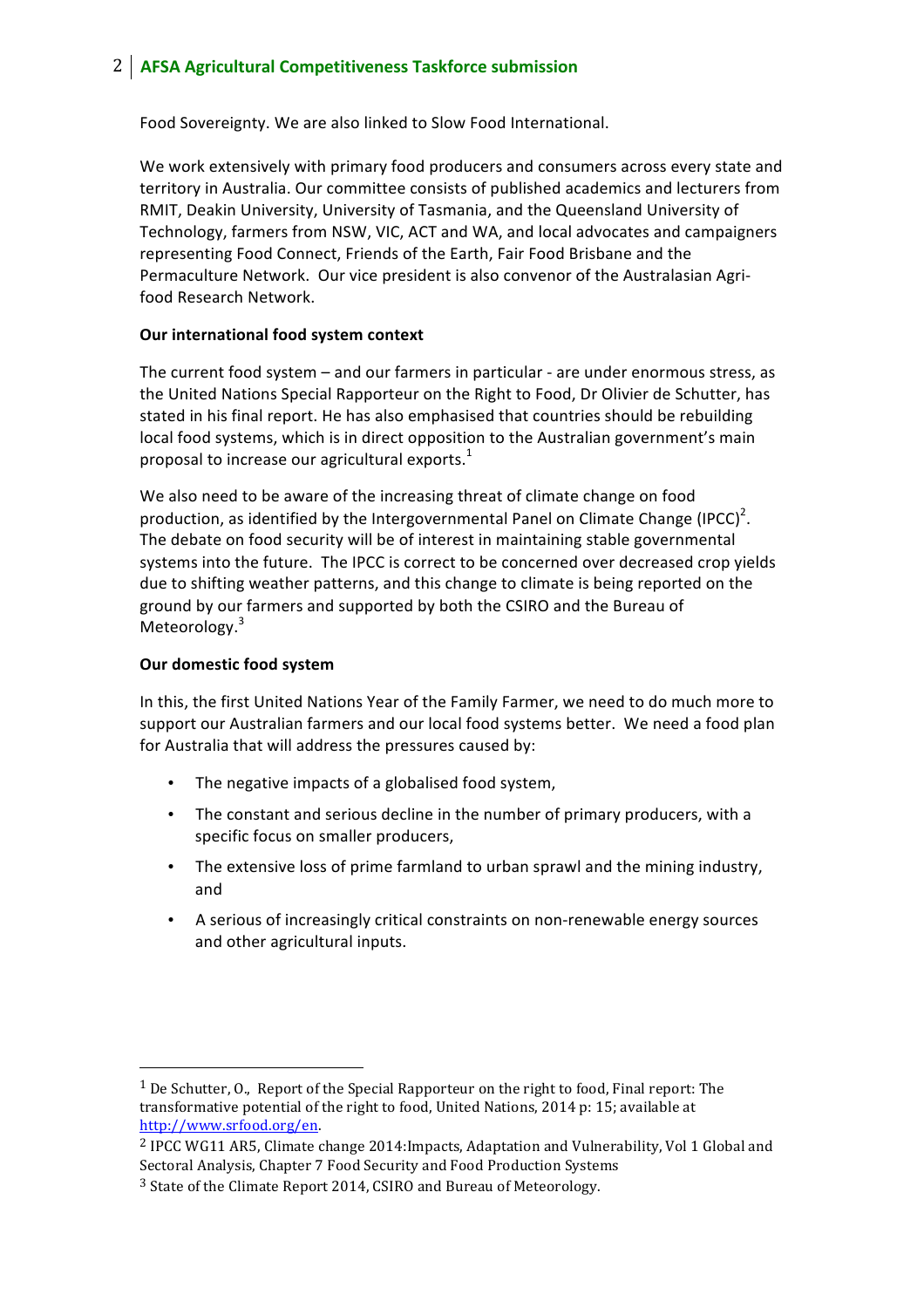Food Sovereignty. We are also linked to Slow Food International.

We work extensively with primary food producers and consumers across every state and territory in Australia. Our committee consists of published academics and lecturers from RMIT, Deakin University, University of Tasmania, and the Queensland University of Technology, farmers from NSW, VIC, ACT and WA, and local advocates and campaigners representing Food Connect, Friends of the Earth, Fair Food Brisbane and the Permaculture Network. Our vice president is also convenor of the Australasian Agri-food Research Network.

**Our international food system context**

The current food system – and our farmers in particular - are under enormous stress, as the United Nations Special Rapporteur on the Right to Food, Dr Olivier de Schutter, has stated in his final report. He has also emphasised that countries should be rebuilding local food systems, which is in direct opposition to the Australian government's main proposal to increase our agricultural exports.[1]

We also need to be aware of the increasing threat of climate change on food production, as identified by the Intergovernmental Panel on Climate Change (IPCC)[2]. The debate on food security will be of interest in maintaining stable governmental systems into the future. The IPCC is correct to be concerned over decreased crop yields due to shifting weather patterns, and this change to climate is being reported on the ground by our farmers and supported by both the CSIRO and the Bureau of Meteorology.[3]

**Our domestic food system**

In this, the first United Nations Year of the Family Farmer, we need to do much more to support our Australian farmers and our local food systems better. We need a food plan for Australia that will address the pressures caused by:

- The negative impacts of a globalised food system,
- The constant and serious decline in the number of primary producers, with a specific focus on smaller producers,
- The extensive loss of prime farmland to urban sprawl and the mining industry, and
- A serious of increasingly critical constraints on non-renewable energy sources and other agricultural inputs.

---

[1] De Schutter, O., Report of the Special Rapporteur on the right to food, Final report: The transformative potential of the right to food, United Nations, 2014 p: 15; available at http://www.srfood.org/en.

[2] IPCC WG11 AR5, Climate change 2014:Impacts, Adaptation and Vulnerability, Vol 1 Global and Sectoral Analysis, Chapter 7 Food Security and Food Production Systems

[3] State of the Climate Report 2014, CSIRO and Bureau of Meteorology.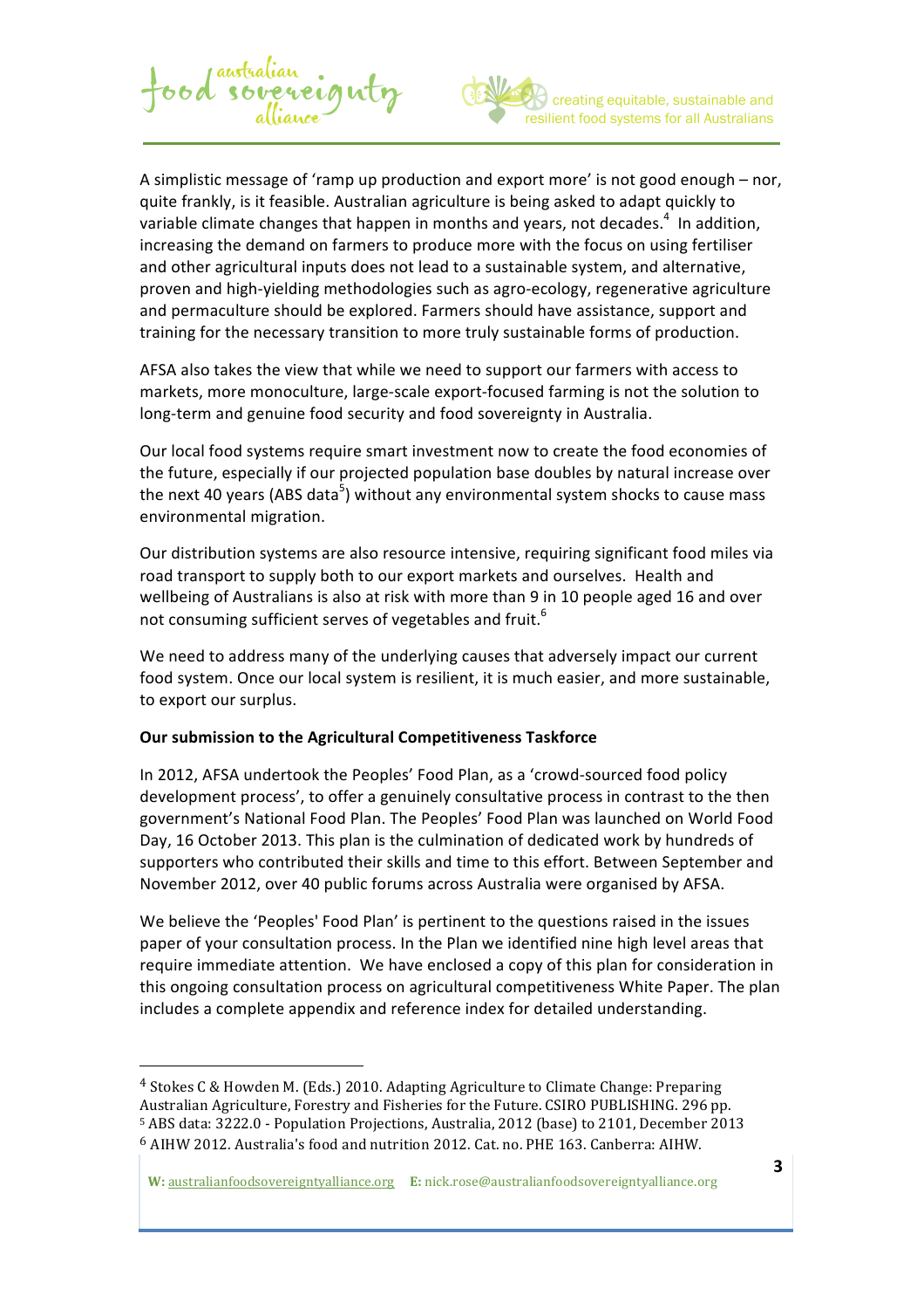A simplistic message of 'ramp up production and export more' is not good enough – nor, quite frankly, is it feasible. Australian agriculture is being asked to adapt quickly to variable climate changes that happen in months and years, not decades.[4] In addition, increasing the demand on farmers to produce more with the focus on using fertiliser and other agricultural inputs does not lead to a sustainable system, and alternative, proven and high-yielding methodologies such as agro-ecology, regenerative agriculture and permaculture should be explored. Farmers should have assistance, support and training for the necessary transition to more truly sustainable forms of production.

AFSA also takes the view that while we need to support our farmers with access to markets, more monoculture, large-scale export-focused farming is not the solution to long-term and genuine food security and food sovereignty in Australia.

Our local food systems require smart investment now to create the food economies of the future, especially if our projected population base doubles by natural increase over the next 40 years (ABS data[5]) without any environmental system shocks to cause mass environmental migration.

Our distribution systems are also resource intensive, requiring significant food miles via road transport to supply both to our export markets and ourselves. Health and wellbeing of Australians is also at risk with more than 9 in 10 people aged 16 and over not consuming sufficient serves of vegetables and fruit.[6]

We need to address many of the underlying causes that adversely impact our current food system. Once our local system is resilient, it is much easier, and more sustainable, to export our surplus.

**Our submission to the Agricultural Competitiveness Taskforce**

In 2012, AFSA undertook the Peoples' Food Plan, as a 'crowd-sourced food policy development process', to offer a genuinely consultative process in contrast to the then government's National Food Plan. The Peoples' Food Plan was launched on World Food Day, 16 October 2013. This plan is the culmination of dedicated work by hundreds of supporters who contributed their skills and time to this effort. Between September and November 2012, over 40 public forums across Australia were organised by AFSA.

We believe the 'Peoples' Food Plan' is pertinent to the questions raised in the issues paper of your consultation process. In the Plan we identified nine high level areas that require immediate attention. We have enclosed a copy of this plan for consideration in this ongoing consultation process on agricultural competitiveness White Paper. The plan includes a complete appendix and reference index for detailed understanding.

---

[4] Stokes C & Howden M. (Eds.) 2010. Adapting Agriculture to Climate Change: Preparing Australian Agriculture, Forestry and Fisheries for the Future. CSIRO PUBLISHING. 296 pp.
[5] ABS data: 3222.0 - Population Projections, Australia, 2012 (base) to 2101, December 2013
[6] AIHW 2012. Australia's food and nutrition 2012. Cat. no. PHE 163. Canberra: AIHW.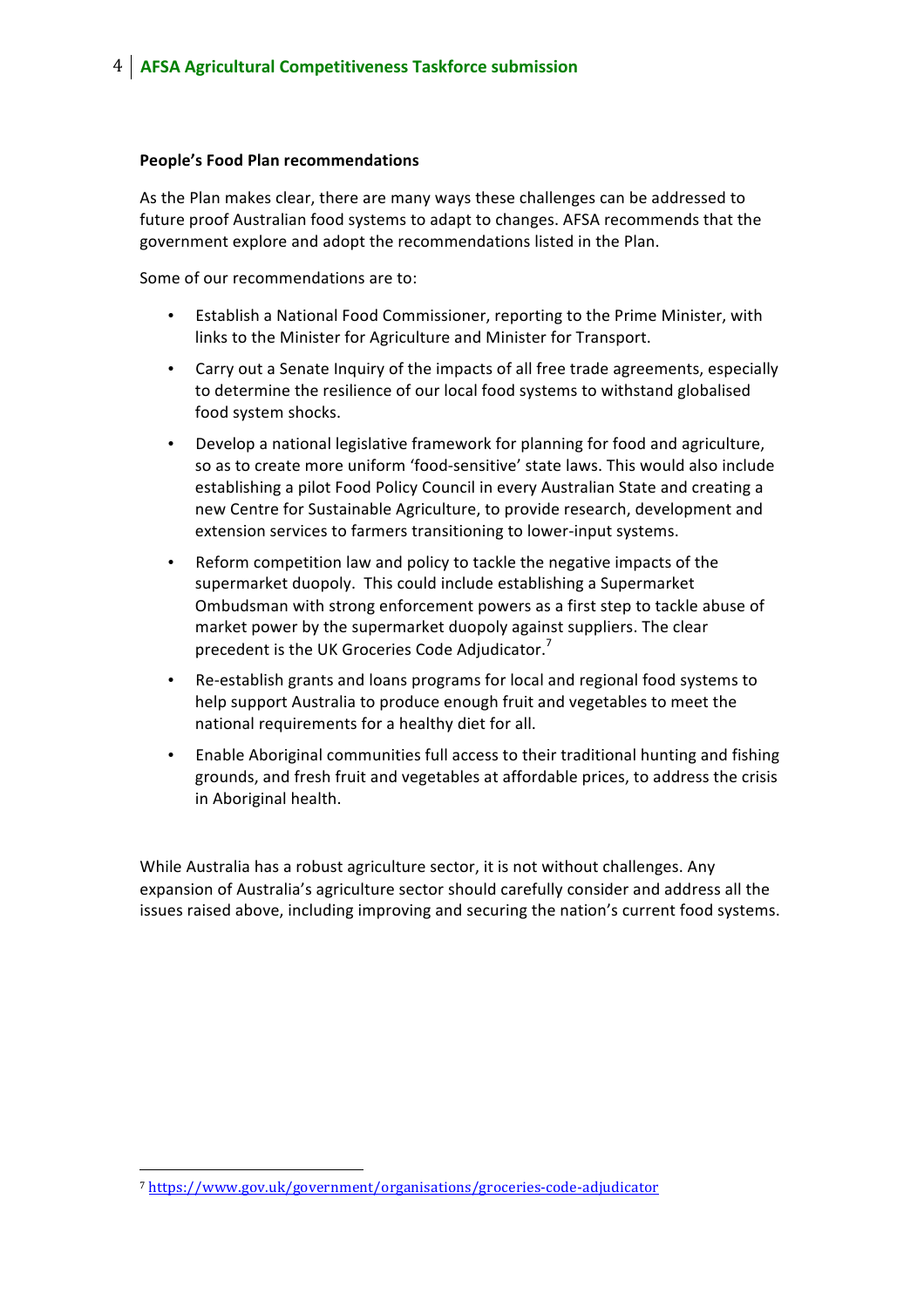**People's Food Plan recommendations**

As the Plan makes clear, there are many ways these challenges can be addressed to future proof Australian food systems to adapt to changes. AFSA recommends that the government explore and adopt the recommendations listed in the Plan.

Some of our recommendations are to:

- Establish a National Food Commissioner, reporting to the Prime Minister, with links to the Minister for Agriculture and Minister for Transport.
- Carry out a Senate Inquiry of the impacts of all free trade agreements, especially to determine the resilience of our local food systems to withstand globalised food system shocks.
- Develop a national legislative framework for planning for food and agriculture, so as to create more uniform 'food-sensitive' state laws. This would also include establishing a pilot Food Policy Council in every Australian State and creating a new Centre for Sustainable Agriculture, to provide research, development and extension services to farmers transitioning to lower-input systems.
- Reform competition law and policy to tackle the negative impacts of the supermarket duopoly. This could include establishing a Supermarket Ombudsman with strong enforcement powers as a first step to tackle abuse of market power by the supermarket duopoly against suppliers. The clear precedent is the UK Groceries Code Adjudicator.[7]
- Re-establish grants and loans programs for local and regional food systems to help support Australia to produce enough fruit and vegetables to meet the national requirements for a healthy diet for all.
- Enable Aboriginal communities full access to their traditional hunting and fishing grounds, and fresh fruit and vegetables at affordable prices, to address the crisis in Aboriginal health.

While Australia has a robust agriculture sector, it is not without challenges. Any expansion of Australia's agriculture sector should carefully consider and address all the issues raised above, including improving and securing the nation's current food systems.

---

[7] https://www.gov.uk/government/organisations/groceries-code-adjudicator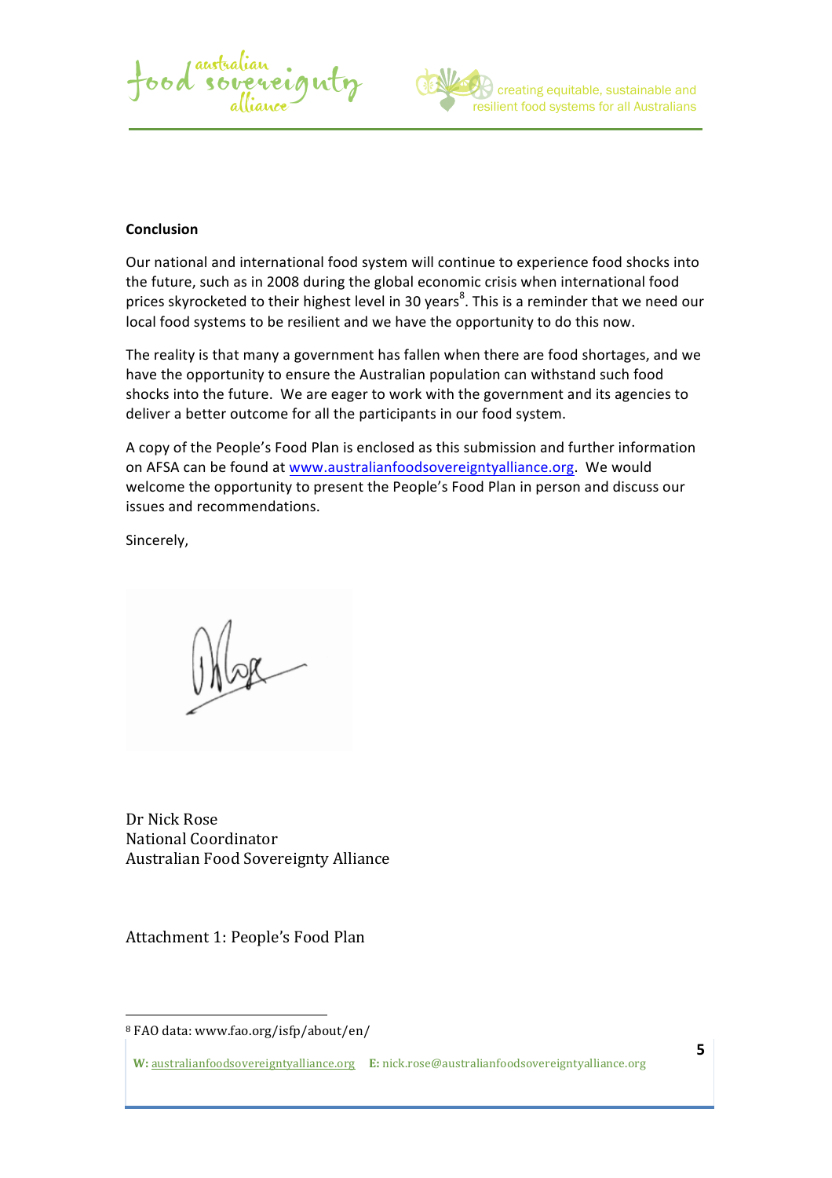**Conclusion**

Our national and international food system will continue to experience food shocks into the future, such as in 2008 during the global economic crisis when international food prices skyrocketed to their highest level in 30 years[8]. This is a reminder that we need our local food systems to be resilient and we have the opportunity to do this now.

The reality is that many a government has fallen when there are food shortages, and we have the opportunity to ensure the Australian population can withstand such food shocks into the future. We are eager to work with the government and its agencies to deliver a better outcome for all the participants in our food system.

A copy of the People's Food Plan is enclosed as this submission and further information on AFSA can be found at www.australianfoodsovereigntyalliance.org. We would welcome the opportunity to present the People's Food Plan in person and discuss our issues and recommendations.

Sincerely,

Dr Nick Rose
National Coordinator
Australian Food Sovereignty Alliance

Attachment 1: People's Food Plan

[8] FAO data: www.fao.org/isfp/about/en/